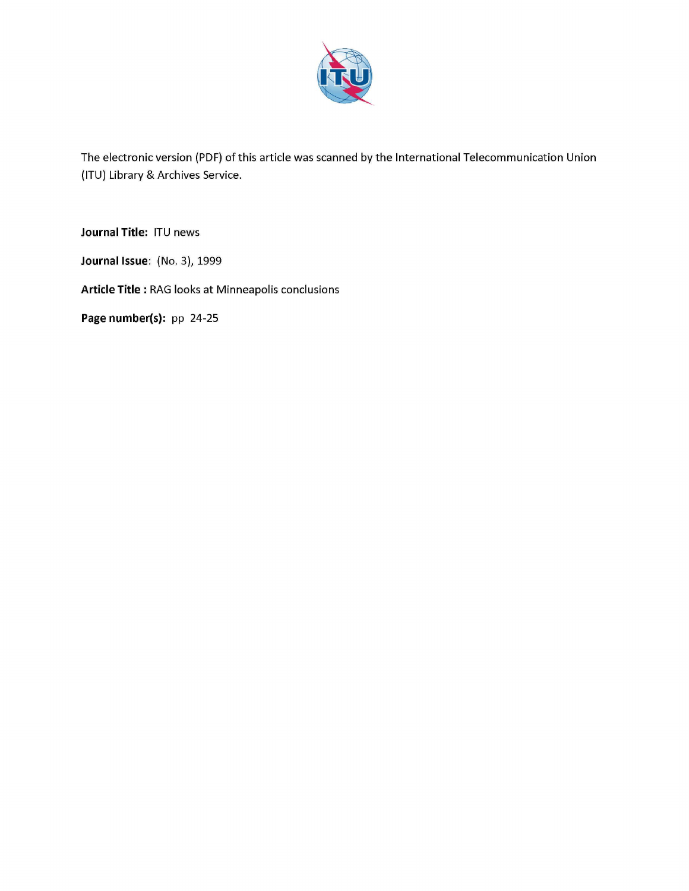The electronic version (PDF) of this article was scanned by the International Telecommunication Union (ITU) Library & Archives Service.

**Journal Title:** ITU news

**Journal Issue**: (No. 3), 1999

**Article Title :** RAG looks at Minneapolis conclusions

**Page number(s):** pp 24-25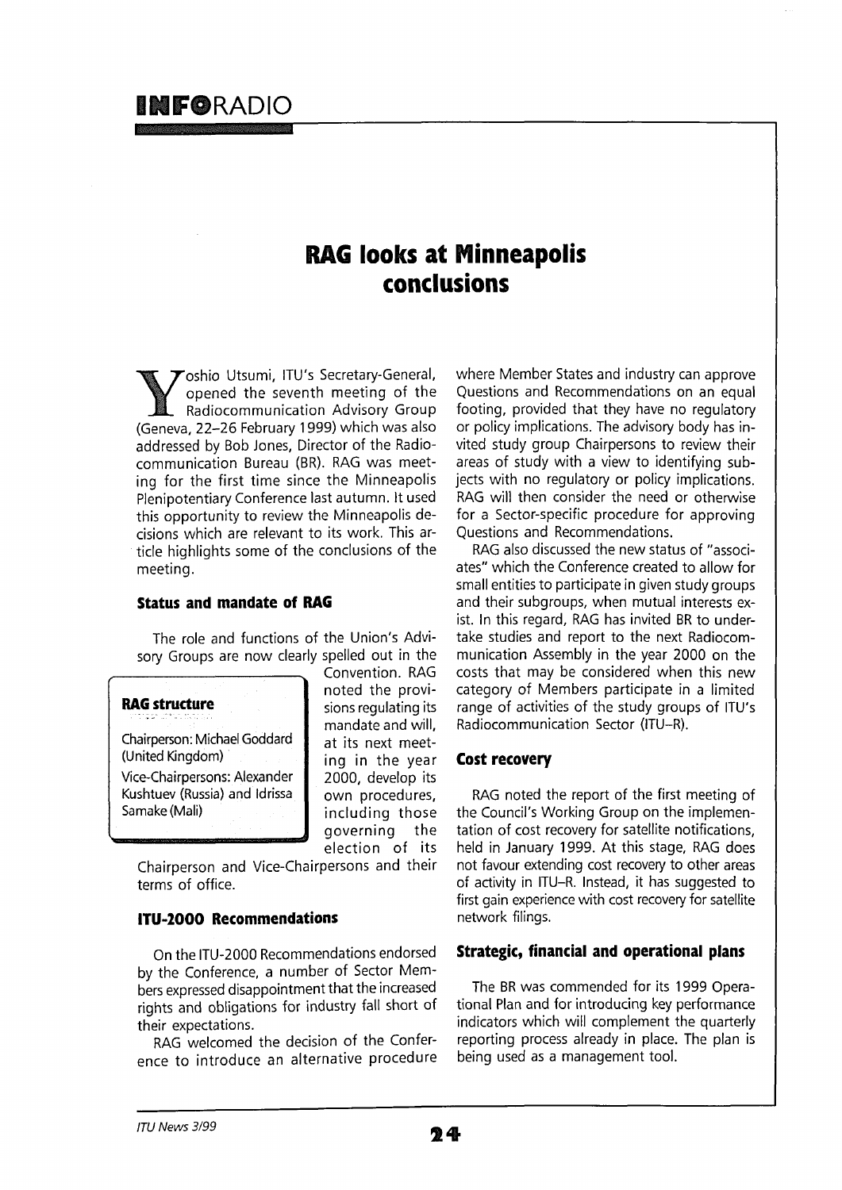# RAG looks at Minneapolis conclusions

Yoshio Utsumi, ITU's Secretary-General, opened the seventh meeting of the Radiocommunication Advisory Group (Geneva, 22–26 February 1999) which was also addressed by Bob Jones, Director of the Radiocommunication Bureau (BR). RAG was meeting for the first time since the Minneapolis Plenipotentiary Conference last autumn. It used this opportunity to review the Minneapolis decisions which are relevant to its work. This article highlights some of the conclusions of the meeting.

## Status and mandate of RAG

The role and functions of the Union's Advisory Groups are now clearly spelled out in the Convention. RAG noted the provisions regulating its mandate and will, at its next meeting in the year 2000, develop its own procedures, including those governing the election of its Chairperson and Vice-Chairpersons and their terms of office.

> **RAG structure**
>
> Chairperson: Michael Goddard (United Kingdom)
>
> Vice-Chairpersons: Alexander Kushtuev (Russia) and Idrissa Samake (Mali)

## ITU-2000 Recommendations

On the ITU-2000 Recommendations endorsed by the Conference, a number of Sector Members expressed disappointment that the increased rights and obligations for industry fall short of their expectations.

RAG welcomed the decision of the Conference to introduce an alternative procedure where Member States and industry can approve Questions and Recommendations on an equal footing, provided that they have no regulatory or policy implications. The advisory body has invited study group Chairpersons to review their areas of study with a view to identifying subjects with no regulatory or policy implications. RAG will then consider the need or otherwise for a Sector-specific procedure for approving Questions and Recommendations.

RAG also discussed the new status of "associates" which the Conference created to allow for small entities to participate in given study groups and their subgroups, when mutual interests exist. In this regard, RAG has invited BR to undertake studies and report to the next Radiocommunication Assembly in the year 2000 on the costs that may be considered when this new category of Members participate in a limited range of activities of the study groups of ITU's Radiocommunication Sector (ITU–R).

## Cost recovery

RAG noted the report of the first meeting of the Council's Working Group on the implementation of cost recovery for satellite notifications, held in January 1999. At this stage, RAG does not favour extending cost recovery to other areas of activity in ITU–R. Instead, it has suggested to first gain experience with cost recovery for satellite network filings.

## Strategic, financial and operational plans

The BR was commended for its 1999 Operational Plan and for introducing key performance indicators which will complement the quarterly reporting process already in place. The plan is being used as a management tool.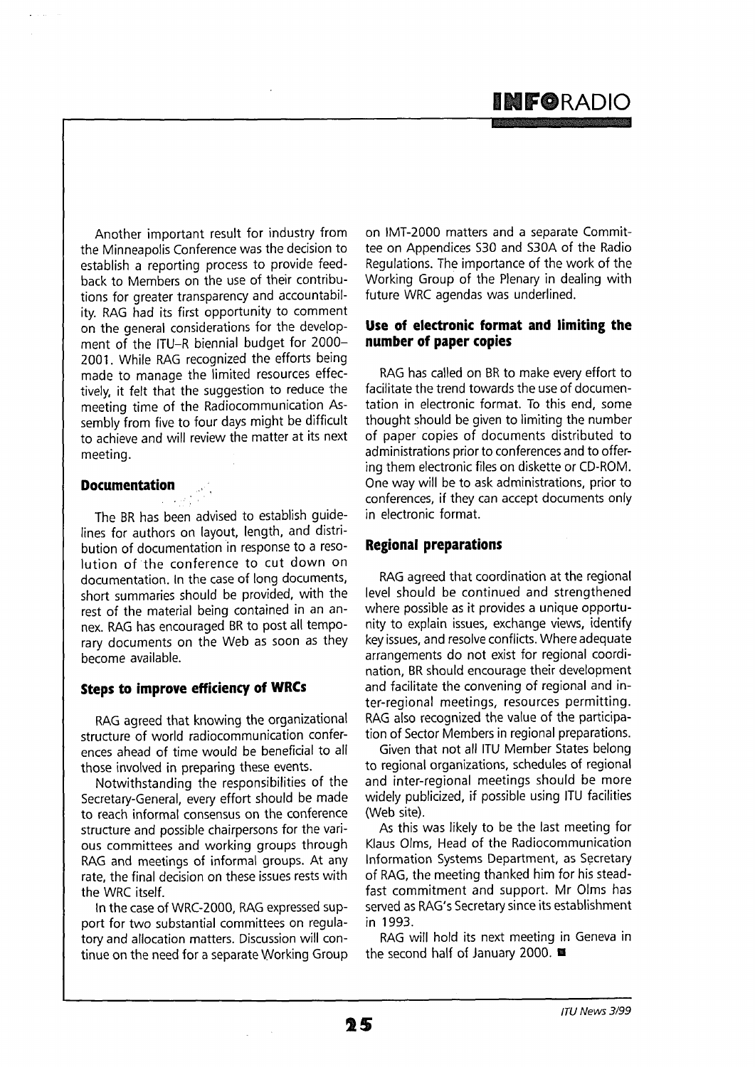Another important result for industry from the Minneapolis Conference was the decision to establish a reporting process to provide feedback to Members on the use of their contributions for greater transparency and accountability. RAG had its first opportunity to comment on the general considerations for the development of the ITU-R biennial budget for 2000–2001. While RAG recognized the efforts being made to manage the limited resources effectively, it felt that the suggestion to reduce the meeting time of the Radiocommunication Assembly from five to four days might be difficult to achieve and will review the matter at its next meeting.

### Documentation

The BR has been advised to establish guidelines for authors on layout, length, and distribution of documentation in response to a resolution of the conference to cut down on documentation. In the case of long documents, short summaries should be provided, with the rest of the material being contained in an annex. RAG has encouraged BR to post all temporary documents on the Web as soon as they become available.

### Steps to improve efficiency of WRCs

RAG agreed that knowing the organizational structure of world radiocommunication conferences ahead of time would be beneficial to all those involved in preparing these events.

Notwithstanding the responsibilities of the Secretary-General, every effort should be made to reach informal consensus on the conference structure and possible chairpersons for the various committees and working groups through RAG and meetings of informal groups. At any rate, the final decision on these issues rests with the WRC itself.

In the case of WRC-2000, RAG expressed support for two substantial committees on regulatory and allocation matters. Discussion will continue on the need for a separate Working Group on IMT-2000 matters and a separate Committee on Appendices S30 and S30A of the Radio Regulations. The importance of the work of the Working Group of the Plenary in dealing with future WRC agendas was underlined.

### Use of electronic format and limiting the number of paper copies

RAG has called on BR to make every effort to facilitate the trend towards the use of documentation in electronic format. To this end, some thought should be given to limiting the number of paper copies of documents distributed to administrations prior to conferences and to offering them electronic files on diskette or CD-ROM. One way will be to ask administrations, prior to conferences, if they can accept documents only in electronic format.

### Regional preparations

RAG agreed that coordination at the regional level should be continued and strengthened where possible as it provides a unique opportunity to explain issues, exchange views, identify key issues, and resolve conflicts. Where adequate arrangements do not exist for regional coordination, BR should encourage their development and facilitate the convening of regional and inter-regional meetings, resources permitting. RAG also recognized the value of the participation of Sector Members in regional preparations.

Given that not all ITU Member States belong to regional organizations, schedules of regional and inter-regional meetings should be more widely publicized, if possible using ITU facilities (Web site).

As this was likely to be the last meeting for Klaus Olms, Head of the Radiocommunication Information Systems Department, as Secretary of RAG, the meeting thanked him for his steadfast commitment and support. Mr Olms has served as RAG's Secretary since its establishment in 1993.

RAG will hold its next meeting in Geneva in the second half of January 2000.